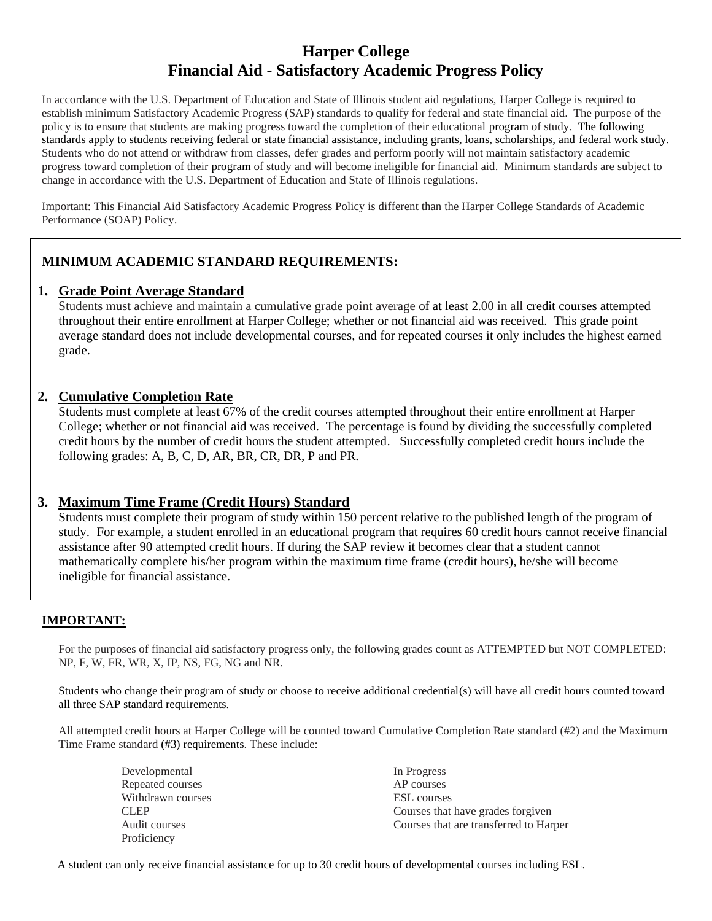# Harper College
# Financial Aid - Satisfactory Academic Progress Policy

In accordance with the U.S. Department of Education and State of Illinois student aid regulations, Harper College is required to establish minimum Satisfactory Academic Progress (SAP) standards to qualify for federal and state financial aid. The purpose of the policy is to ensure that students are making progress toward the completion of their educational program of study. The following standards apply to students receiving federal or state financial assistance, including grants, loans, scholarships, and federal work study. Students who do not attend or withdraw from classes, defer grades and perform poorly will not maintain satisfactory academic progress toward completion of their program of study and will become ineligible for financial aid. Minimum standards are subject to change in accordance with the U.S. Department of Education and State of Illinois regulations.

Important: This Financial Aid Satisfactory Academic Progress Policy is different than the Harper College Standards of Academic Performance (SOAP) Policy.

## MINIMUM ACADEMIC STANDARD REQUIREMENTS:

1. **Grade Point Average Standard**
   Students must achieve and maintain a cumulative grade point average of at least 2.00 in all credit courses attempted throughout their entire enrollment at Harper College; whether or not financial aid was received. This grade point average standard does not include developmental courses, and for repeated courses it only includes the highest earned grade.

2. **Cumulative Completion Rate**
   Students must complete at least 67% of the credit courses attempted throughout their entire enrollment at Harper College; whether or not financial aid was received. The percentage is found by dividing the successfully completed credit hours by the number of credit hours the student attempted. Successfully completed credit hours include the following grades: A, B, C, D, AR, BR, CR, DR, P and PR.

3. **Maximum Time Frame (Credit Hours) Standard**
   Students must complete their program of study within 150 percent relative to the published length of the program of study. For example, a student enrolled in an educational program that requires 60 credit hours cannot receive financial assistance after 90 attempted credit hours. If during the SAP review it becomes clear that a student cannot mathematically complete his/her program within the maximum time frame (credit hours), he/she will become ineligible for financial assistance.

**IMPORTANT:**

For the purposes of financial aid satisfactory progress only, the following grades count as ATTEMPTED but NOT COMPLETED: NP, F, W, FR, WR, X, IP, NS, FG, NG and NR.

Students who change their program of study or choose to receive additional credential(s) will have all credit hours counted toward all three SAP standard requirements.

All attempted credit hours at Harper College will be counted toward Cumulative Completion Rate standard (#2) and the Maximum Time Frame standard (#3) requirements. These include:

- Developmental
- Repeated courses
- Withdrawn courses
- CLEP
- Audit courses
- Proficiency
- In Progress
- AP courses
- ESL courses
- Courses that have grades forgiven
- Courses that are transferred to Harper

A student can only receive financial assistance for up to 30 credit hours of developmental courses including ESL.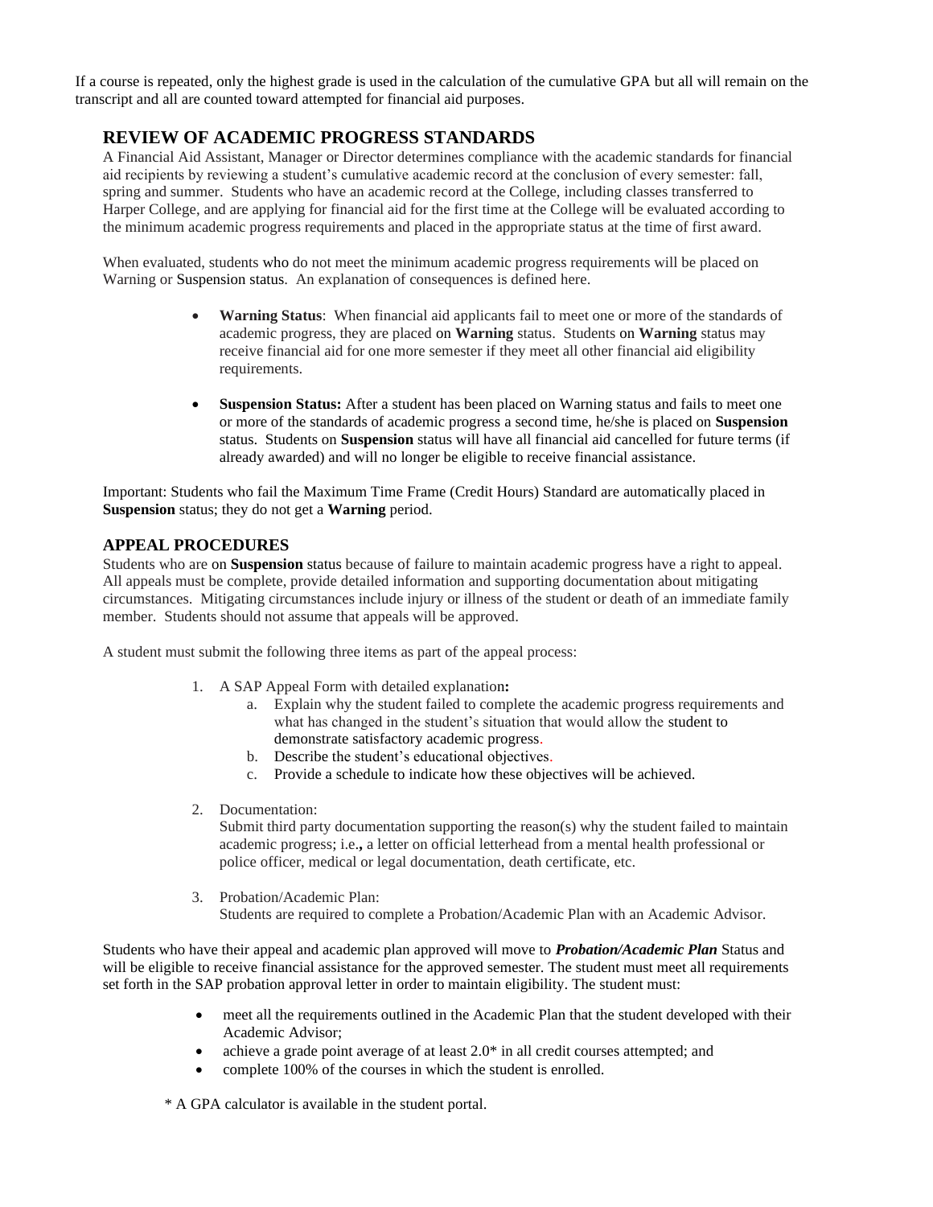If a course is repeated, only the highest grade is used in the calculation of the cumulative GPA but all will remain on the transcript and all are counted toward attempted for financial aid purposes.

## REVIEW OF ACADEMIC PROGRESS STANDARDS

A Financial Aid Assistant, Manager or Director determines compliance with the academic standards for financial aid recipients by reviewing a student's cumulative academic record at the conclusion of every semester: fall, spring and summer. Students who have an academic record at the College, including classes transferred to Harper College, and are applying for financial aid for the first time at the College will be evaluated according to the minimum academic progress requirements and placed in the appropriate status at the time of first award.

When evaluated, students who do not meet the minimum academic progress requirements will be placed on Warning or Suspension status. An explanation of consequences is defined here.

- **Warning Status**: When financial aid applicants fail to meet one or more of the standards of academic progress, they are placed on **Warning** status. Students on **Warning** status may receive financial aid for one more semester if they meet all other financial aid eligibility requirements.

- **Suspension Status:** After a student has been placed on Warning status and fails to meet one or more of the standards of academic progress a second time, he/she is placed on **Suspension** status. Students on **Suspension** status will have all financial aid cancelled for future terms (if already awarded) and will no longer be eligible to receive financial assistance.

Important: Students who fail the Maximum Time Frame (Credit Hours) Standard are automatically placed in **Suspension** status; they do not get a **Warning** period.

## APPEAL PROCEDURES

Students who are on **Suspension** status because of failure to maintain academic progress have a right to appeal. All appeals must be complete, provide detailed information and supporting documentation about mitigating circumstances. Mitigating circumstances include injury or illness of the student or death of an immediate family member. Students should not assume that appeals will be approved.

A student must submit the following three items as part of the appeal process:

1. A SAP Appeal Form with detailed explanation**:**
   a. Explain why the student failed to complete the academic progress requirements and what has changed in the student's situation that would allow the student to demonstrate satisfactory academic progress.
   b. Describe the student's educational objectives.
   c. Provide a schedule to indicate how these objectives will be achieved.

2. Documentation:
   Submit third party documentation supporting the reason(s) why the student failed to maintain academic progress; i.e.**,** a letter on official letterhead from a mental health professional or police officer, medical or legal documentation, death certificate, etc.

3. Probation/Academic Plan:
   Students are required to complete a Probation/Academic Plan with an Academic Advisor.

Students who have their appeal and academic plan approved will move to ***Probation/Academic Plan*** Status and will be eligible to receive financial assistance for the approved semester. The student must meet all requirements set forth in the SAP probation approval letter in order to maintain eligibility. The student must:

- meet all the requirements outlined in the Academic Plan that the student developed with their Academic Advisor;
- achieve a grade point average of at least 2.0* in all credit courses attempted; and
- complete 100% of the courses in which the student is enrolled.

* A GPA calculator is available in the student portal.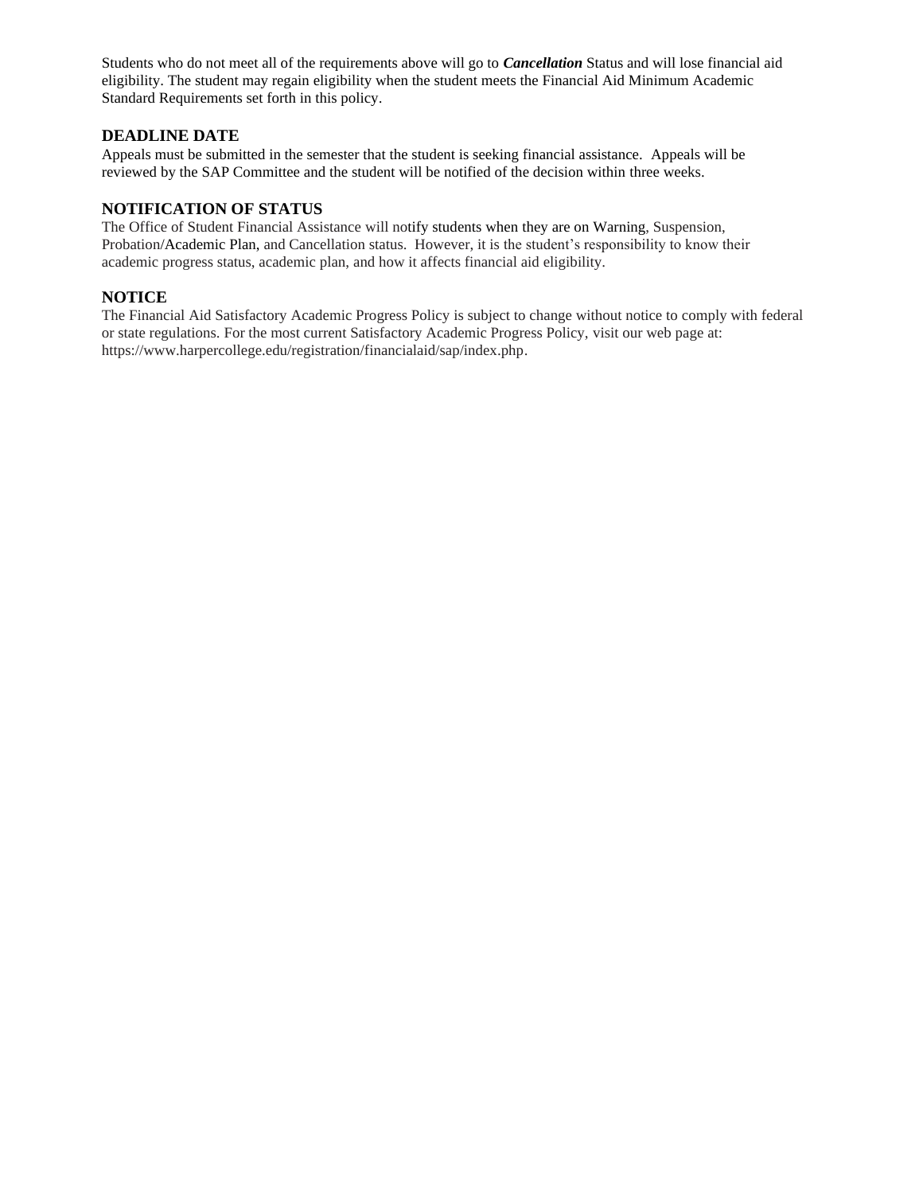Students who do not meet all of the requirements above will go to ***Cancellation*** Status and will lose financial aid eligibility. The student may regain eligibility when the student meets the Financial Aid Minimum Academic Standard Requirements set forth in this policy.

## DEADLINE DATE

Appeals must be submitted in the semester that the student is seeking financial assistance. Appeals will be reviewed by the SAP Committee and the student will be notified of the decision within three weeks.

## NOTIFICATION OF STATUS

The Office of Student Financial Assistance will notify students when they are on Warning, Suspension, Probation/Academic Plan, and Cancellation status. However, it is the student's responsibility to know their academic progress status, academic plan, and how it affects financial aid eligibility.

## NOTICE

The Financial Aid Satisfactory Academic Progress Policy is subject to change without notice to comply with federal or state regulations. For the most current Satisfactory Academic Progress Policy, visit our web page at: https://www.harpercollege.edu/registration/financialaid/sap/index.php.